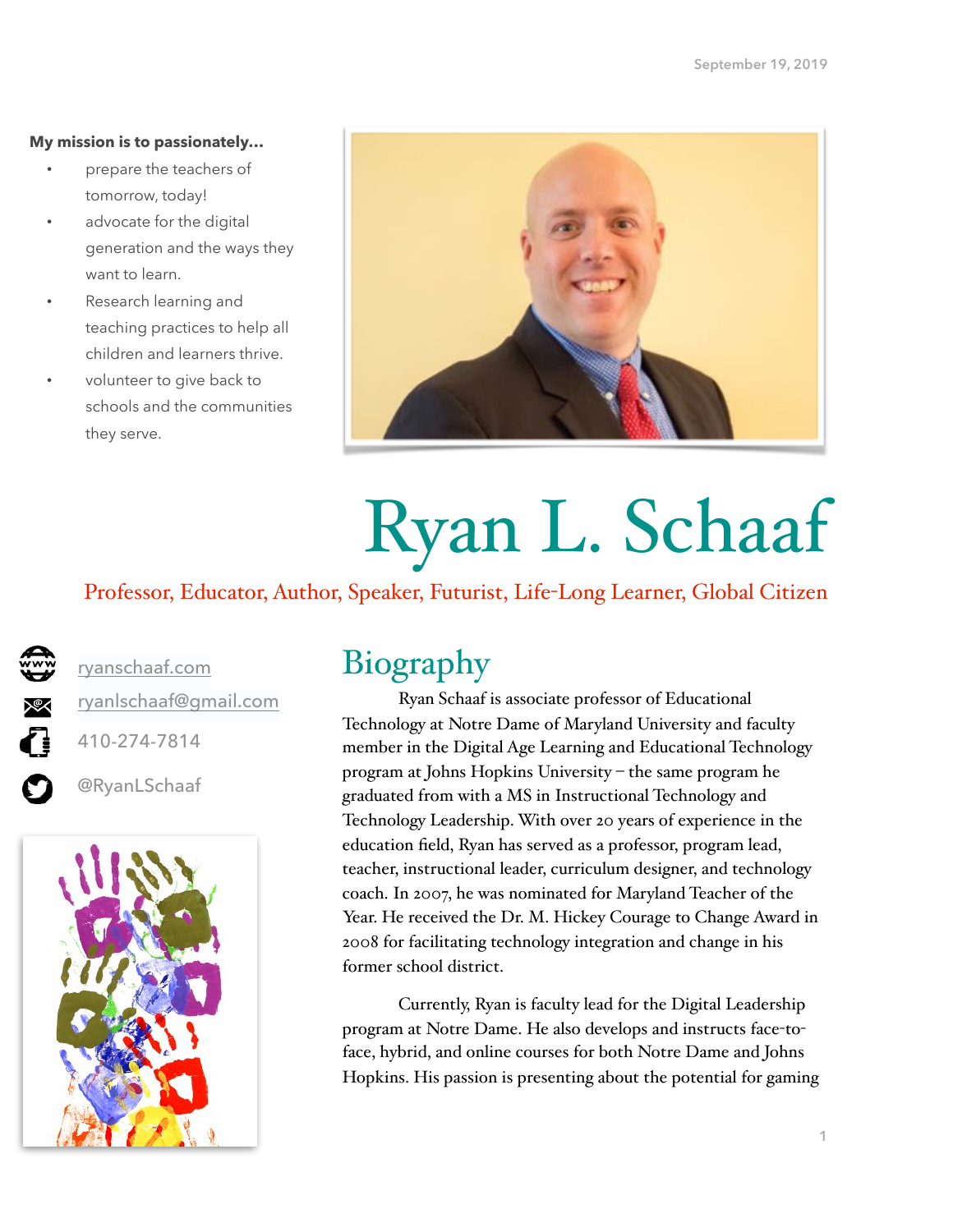September 19, 2019

**My mission is to passionately...**

- prepare the teachers of tomorrow, today!
- advocate for the digital generation and the ways they want to learn.
- Research learning and teaching practices to help all children and learners thrive.
- volunteer to give back to schools and the communities they serve.

# Ryan L. Schaaf

Professor, Educator, Author, Speaker, Futurist, Life-Long Learner, Global Citizen

ryanschaaf.com
ryanlschaaf@gmail.com
410-274-7814
@RyanLSchaaf

## Biography

Ryan Schaaf is associate professor of Educational Technology at Notre Dame of Maryland University and faculty member in the Digital Age Learning and Educational Technology program at Johns Hopkins University – the same program he graduated from with a MS in Instructional Technology and Technology Leadership. With over 20 years of experience in the education field, Ryan has served as a professor, program lead, teacher, instructional leader, curriculum designer, and technology coach. In 2007, he was nominated for Maryland Teacher of the Year. He received the Dr. M. Hickey Courage to Change Award in 2008 for facilitating technology integration and change in his former school district.

Currently, Ryan is faculty lead for the Digital Leadership program at Notre Dame. He also develops and instructs face-to-face, hybrid, and online courses for both Notre Dame and Johns Hopkins. His passion is presenting about the potential for gaming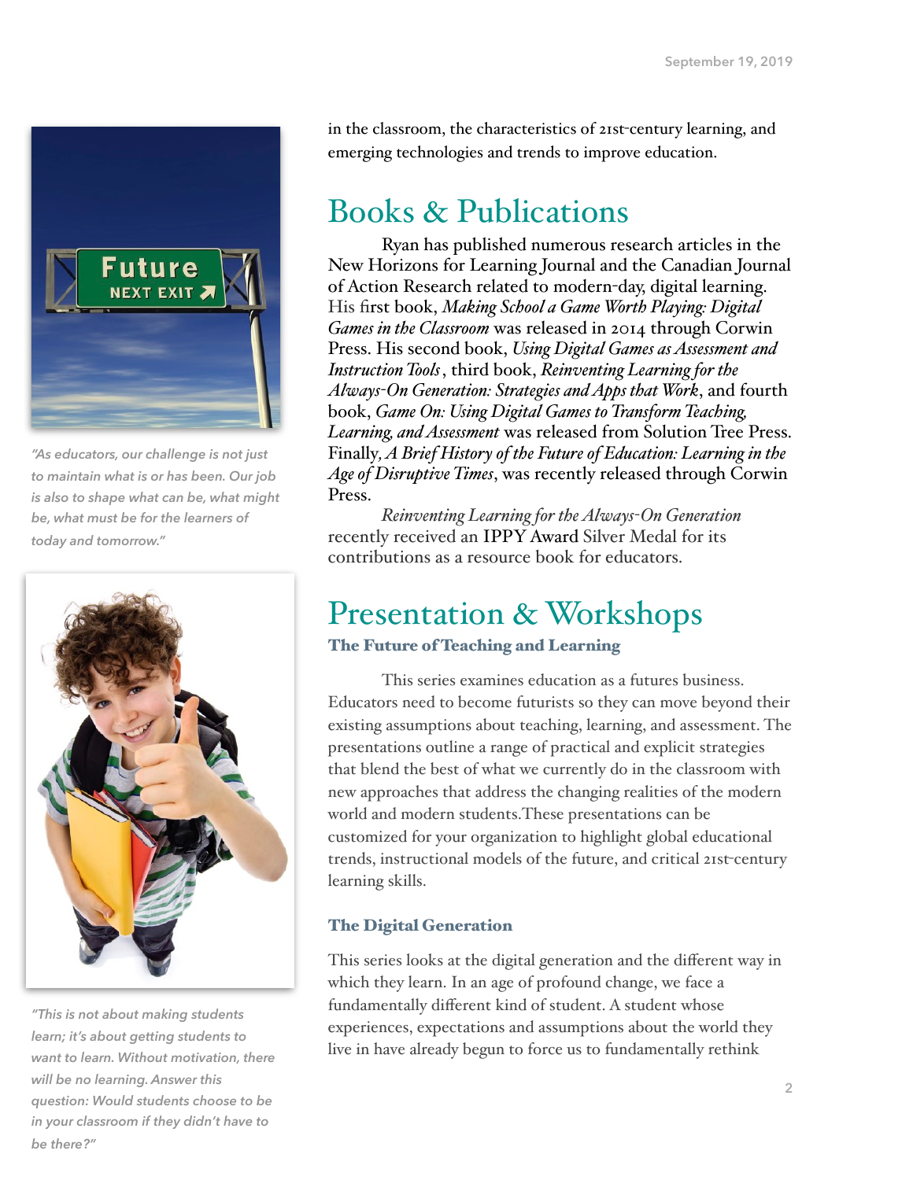in the classroom, the characteristics of 21st-century learning, and emerging technologies and trends to improve education.

## Books & Publications

Ryan has published numerous research articles in the New Horizons for Learning Journal and the Canadian Journal of Action Research related to modern-day, digital learning. His first book, *Making School a Game Worth Playing: Digital Games in the Classroom* was released in 2014 through Corwin Press. His second book, *Using Digital Games as Assessment and Instruction Tools*, third book, *Reinventing Learning for the Always-On Generation: Strategies and Apps that Work*, and fourth book, *Game On: Using Digital Games to Transform Teaching, Learning, and Assessment* was released from Solution Tree Press. Finally, *A Brief History of the Future of Education: Learning in the Age of Disruptive Times*, was recently released through Corwin Press.

*Reinventing Learning for the Always-On Generation* recently received an IPPY Award Silver Medal for its contributions as a resource book for educators.

## Presentation & Workshops

### The Future of Teaching and Learning

This series examines education as a futures business. Educators need to become futurists so they can move beyond their existing assumptions about teaching, learning, and assessment. The presentations outline a range of practical and explicit strategies that blend the best of what we currently do in the classroom with new approaches that address the changing realities of the modern world and modern students.These presentations can be customized for your organization to highlight global educational trends, instructional models of the future, and critical 21st-century learning skills.

### The Digital Generation

This series looks at the digital generation and the different way in which they learn. In an age of profound change, we face a fundamentally different kind of student. A student whose experiences, expectations and assumptions about the world they live in have already begun to force us to fundamentally rethink

*"As educators, our challenge is not just to maintain what is or has been. Our job is also to shape what can be, what might be, what must be for the learners of today and tomorrow."*

*"This is not about making students learn; it's about getting students to want to learn. Without motivation, there will be no learning. Answer this question: Would students choose to be in your classroom if they didn't have to be there?"*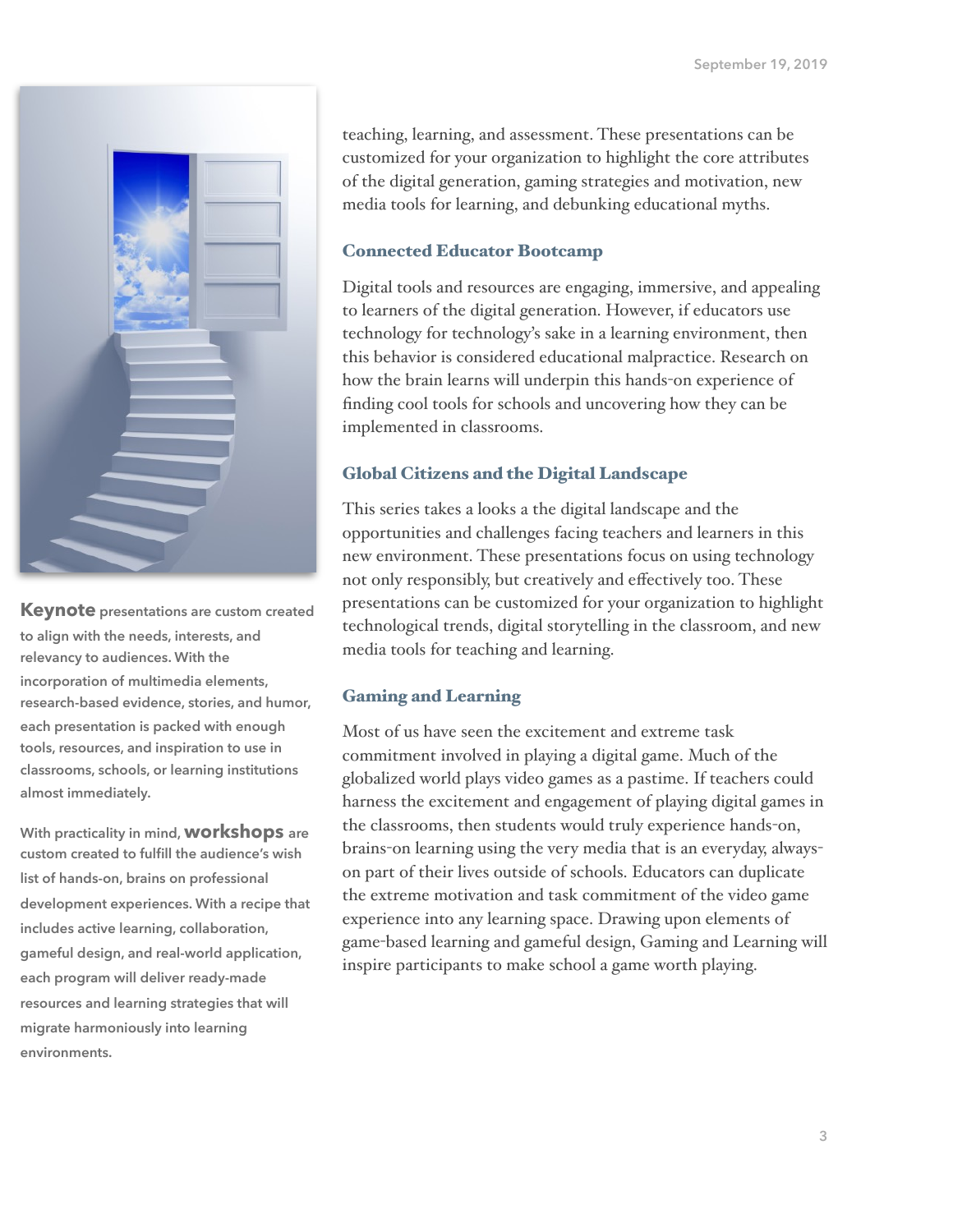**Keynote** presentations are custom created to align with the needs, interests, and relevancy to audiences. With the incorporation of multimedia elements, research-based evidence, stories, and humor, each presentation is packed with enough tools, resources, and inspiration to use in classrooms, schools, or learning institutions almost immediately.

With practicality in mind, **workshops** are custom created to fulfill the audience's wish list of hands-on, brains on professional development experiences. With a recipe that includes active learning, collaboration, gameful design, and real-world application, each program will deliver ready-made resources and learning strategies that will migrate harmoniously into learning environments.

teaching, learning, and assessment. These presentations can be customized for your organization to highlight the core attributes of the digital generation, gaming strategies and motivation, new media tools for learning, and debunking educational myths.

### Connected Educator Bootcamp

Digital tools and resources are engaging, immersive, and appealing to learners of the digital generation. However, if educators use technology for technology's sake in a learning environment, then this behavior is considered educational malpractice. Research on how the brain learns will underpin this hands-on experience of finding cool tools for schools and uncovering how they can be implemented in classrooms.

### Global Citizens and the Digital Landscape

This series takes a looks a the digital landscape and the opportunities and challenges facing teachers and learners in this new environment. These presentations focus on using technology not only responsibly, but creatively and effectively too. These presentations can be customized for your organization to highlight technological trends, digital storytelling in the classroom, and new media tools for teaching and learning.

### Gaming and Learning

Most of us have seen the excitement and extreme task commitment involved in playing a digital game. Much of the globalized world plays video games as a pastime. If teachers could harness the excitement and engagement of playing digital games in the classrooms, then students would truly experience hands-on, brains-on learning using the very media that is an everyday, always-on part of their lives outside of schools. Educators can duplicate the extreme motivation and task commitment of the video game experience into any learning space. Drawing upon elements of game-based learning and gameful design, Gaming and Learning will inspire participants to make school a game worth playing.